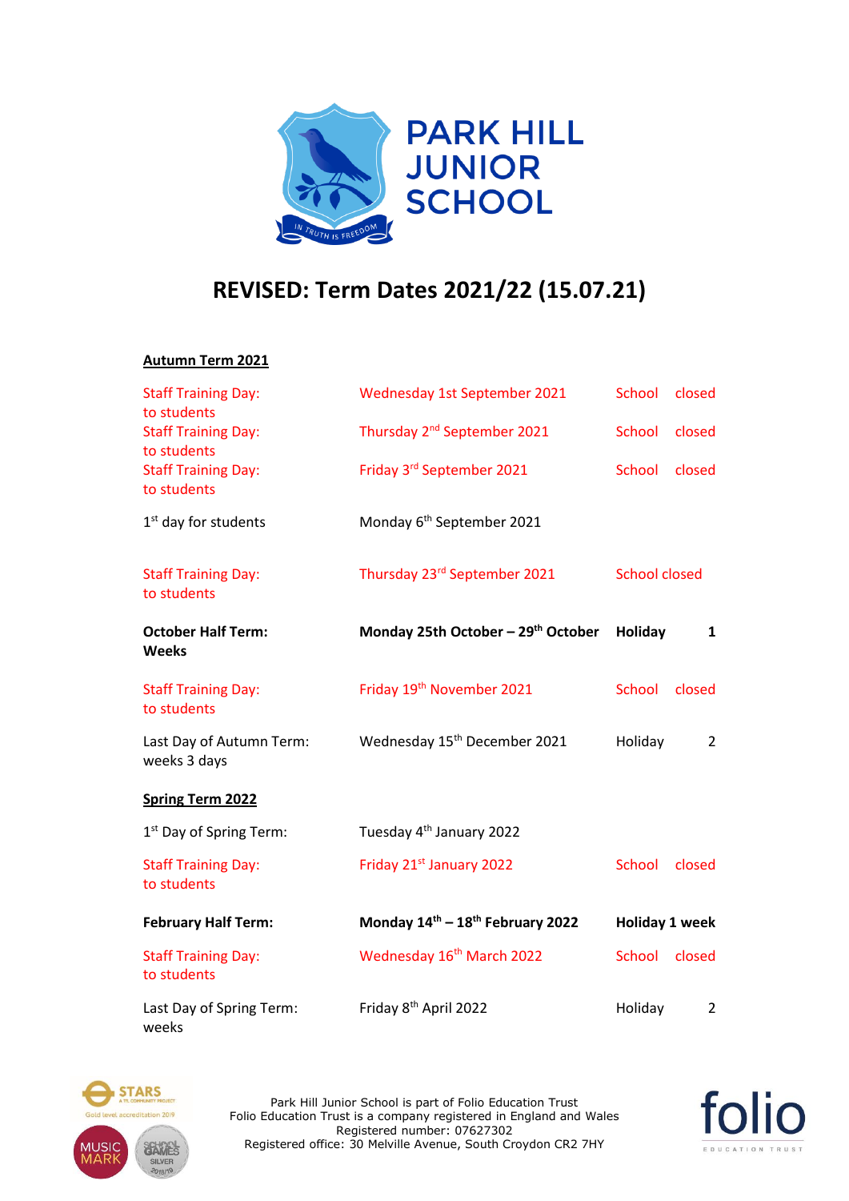# PARK HILL JUNIOR SCHOOL

## REVISED: Term Dates 2021/22 (15.07.21)

### Autumn Term 2021

| | | |
|---|---|---|
| Staff Training Day: School closed to students | Wednesday 1st September 2021 | |
| Staff Training Day: School closed to students | Thursday 2nd September 2021 | |
| Staff Training Day: School closed to students | Friday 3rd September 2021 | |
| 1st day for students | Monday 6th September 2021 | |
| Staff Training Day: School closed to students | Thursday 23rd September 2021 | |
| **October Half Term:** | **Monday 25th October – 29th October** | **Holiday 1 Weeks** |
| Staff Training Day: School closed to students | Friday 19th November 2021 | |
| Last Day of Autumn Term: | Wednesday 15th December 2021 | Holiday 2 weeks 3 days |

### Spring Term 2022

| | | |
|---|---|---|
| 1st Day of Spring Term: | Tuesday 4th January 2022 | |
| Staff Training Day: School closed to students | Friday 21st January 2022 | |
| **February Half Term:** | **Monday 14th – 18th February 2022** | **Holiday 1 week** |
| Staff Training Day: School closed to students | Wednesday 16th March 2022 | |
| Last Day of Spring Term: | Friday 8th April 2022 | Holiday 2 weeks |

Park Hill Junior School is part of Folio Education Trust
Folio Education Trust is a company registered in England and Wales
Registered number: 07627302
Registered office: 30 Melville Avenue, South Croydon CR2 7HY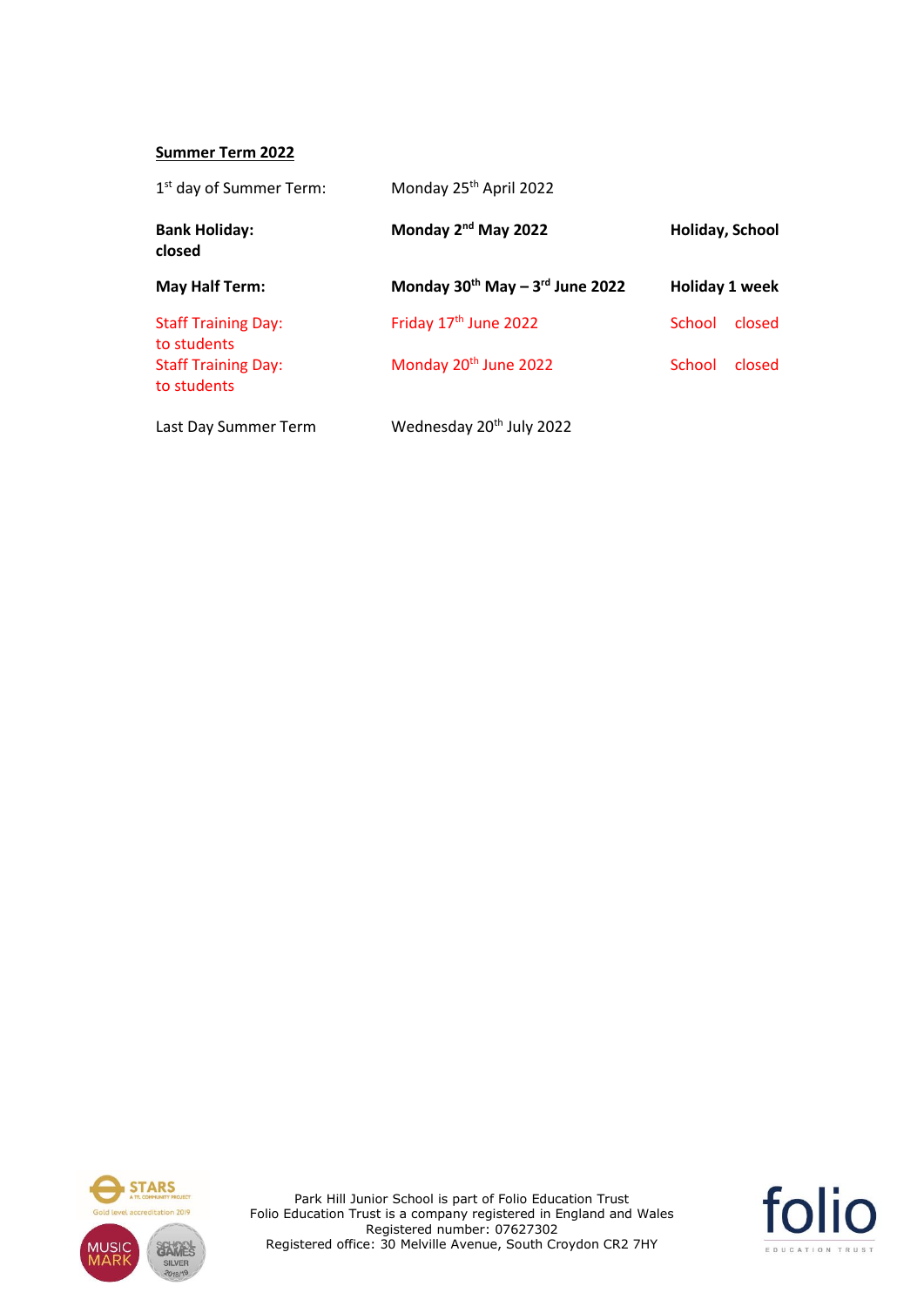**Summer Term 2022**

| | | |
|---|---|---|
| 1st day of Summer Term: | Monday 25th April 2022 | |
| **Bank Holiday:** | **Monday 2nd May 2022** | **Holiday, School closed** |
| **May Half Term:** | **Monday 30th May – 3rd June 2022** | **Holiday 1 week** |
| Staff Training Day: | Friday 17th June 2022 | School closed to students |
| Staff Training Day: | Monday 20th June 2022 | School closed to students |
| Last Day Summer Term | Wednesday 20th July 2022 | |

Park Hill Junior School is part of Folio Education Trust
Folio Education Trust is a company registered in England and Wales
Registered number: 07627302
Registered office: 30 Melville Avenue, South Croydon CR2 7HY